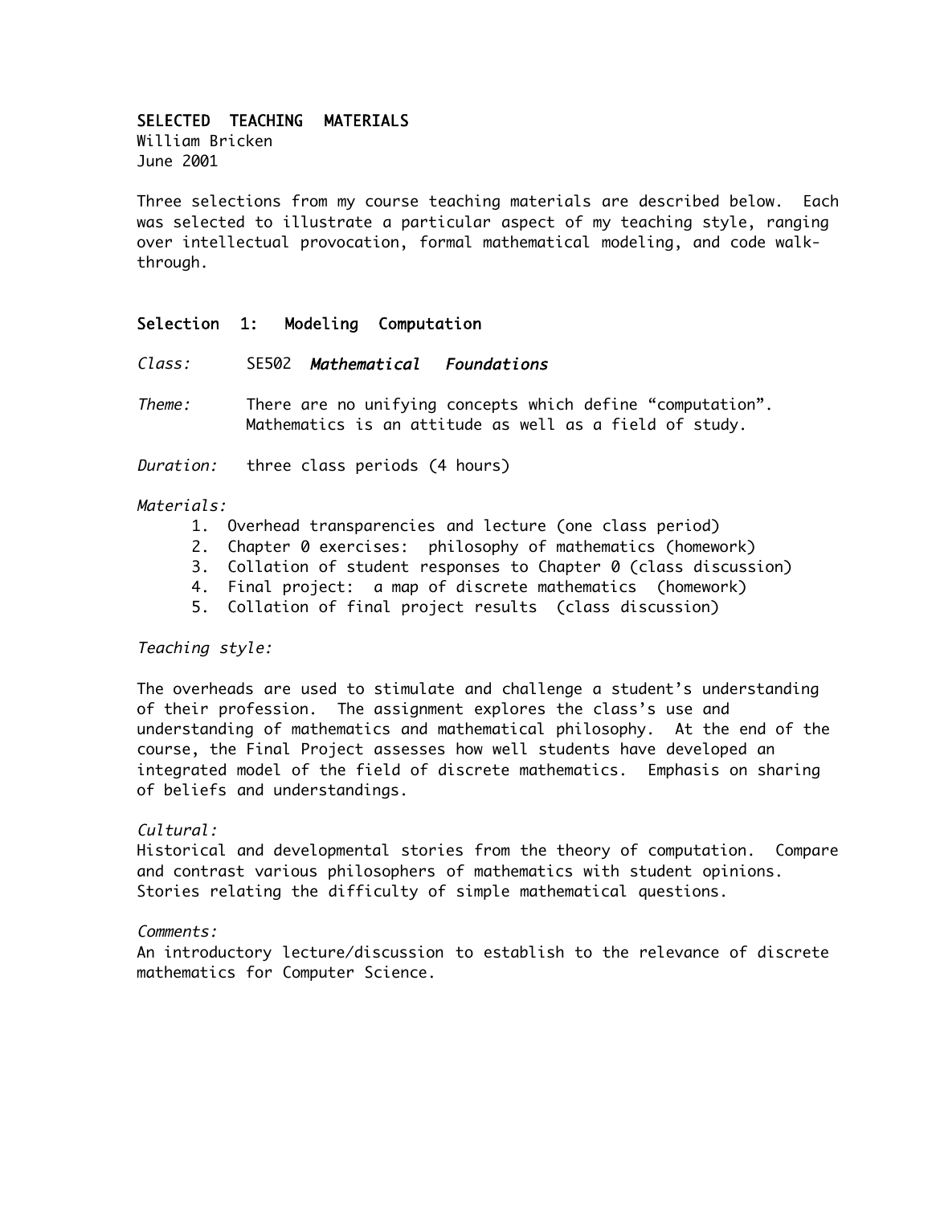# SELECTED TEACHING MATERIALS

William Bricken
June 2001

Three selections from my course teaching materials are described below. Each was selected to illustrate a particular aspect of my teaching style, ranging over intellectual provocation, formal mathematical modeling, and code walk-through.

## Selection 1: Modeling Computation

*Class:* SE502 ***Mathematical Foundations***

*Theme:* There are no unifying concepts which define “computation”. Mathematics is an attitude as well as a field of study.

*Duration:* three class periods (4 hours)

*Materials:*

1. Overhead transparencies and lecture (one class period)
2. Chapter 0 exercises: philosophy of mathematics (homework)
3. Collation of student responses to Chapter 0 (class discussion)
4. Final project: a map of discrete mathematics (homework)
5. Collation of final project results (class discussion)

*Teaching style:*

The overheads are used to stimulate and challenge a student’s understanding of their profession. The assignment explores the class’s use and understanding of mathematics and mathematical philosophy. At the end of the course, the Final Project assesses how well students have developed an integrated model of the field of discrete mathematics. Emphasis on sharing of beliefs and understandings.

*Cultural:*

Historical and developmental stories from the theory of computation. Compare and contrast various philosophers of mathematics with student opinions. Stories relating the difficulty of simple mathematical questions.

*Comments:*

An introductory lecture/discussion to establish to the relevance of discrete mathematics for Computer Science.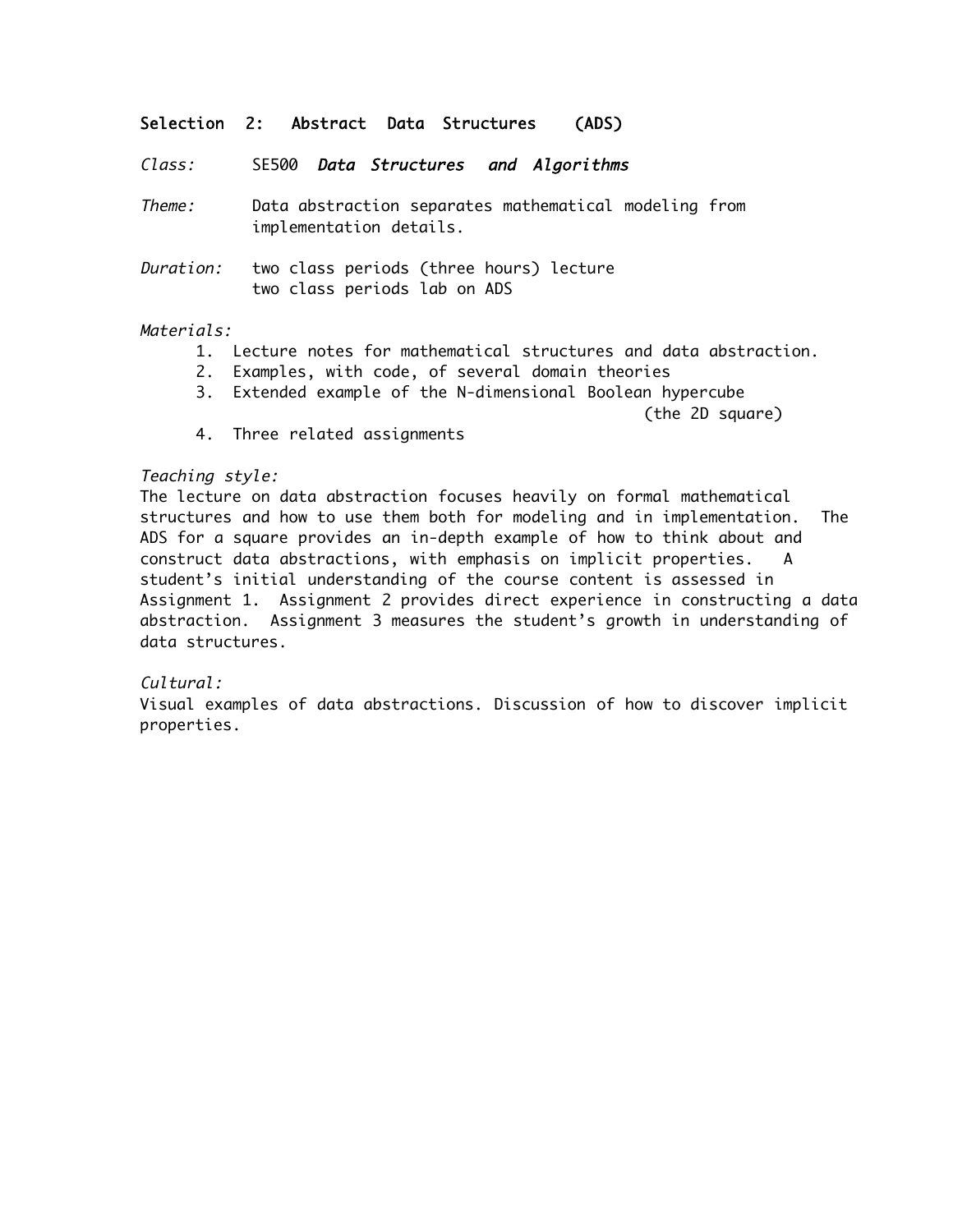## Selection 2: Abstract Data Structures (ADS)

*Class:* SE500 ***Data Structures and Algorithms***

*Theme:* Data abstraction separates mathematical modeling from implementation details.

*Duration:* two class periods (three hours) lecture
two class periods lab on ADS

*Materials:*

1. Lecture notes for mathematical structures and data abstraction.
2. Examples, with code, of several domain theories
3. Extended example of the N-dimensional Boolean hypercube (the 2D square)
4. Three related assignments

*Teaching style:*
The lecture on data abstraction focuses heavily on formal mathematical structures and how to use them both for modeling and in implementation. The ADS for a square provides an in-depth example of how to think about and construct data abstractions, with emphasis on implicit properties. A student's initial understanding of the course content is assessed in Assignment 1. Assignment 2 provides direct experience in constructing a data abstraction. Assignment 3 measures the student's growth in understanding of data structures.

*Cultural:*
Visual examples of data abstractions. Discussion of how to discover implicit properties.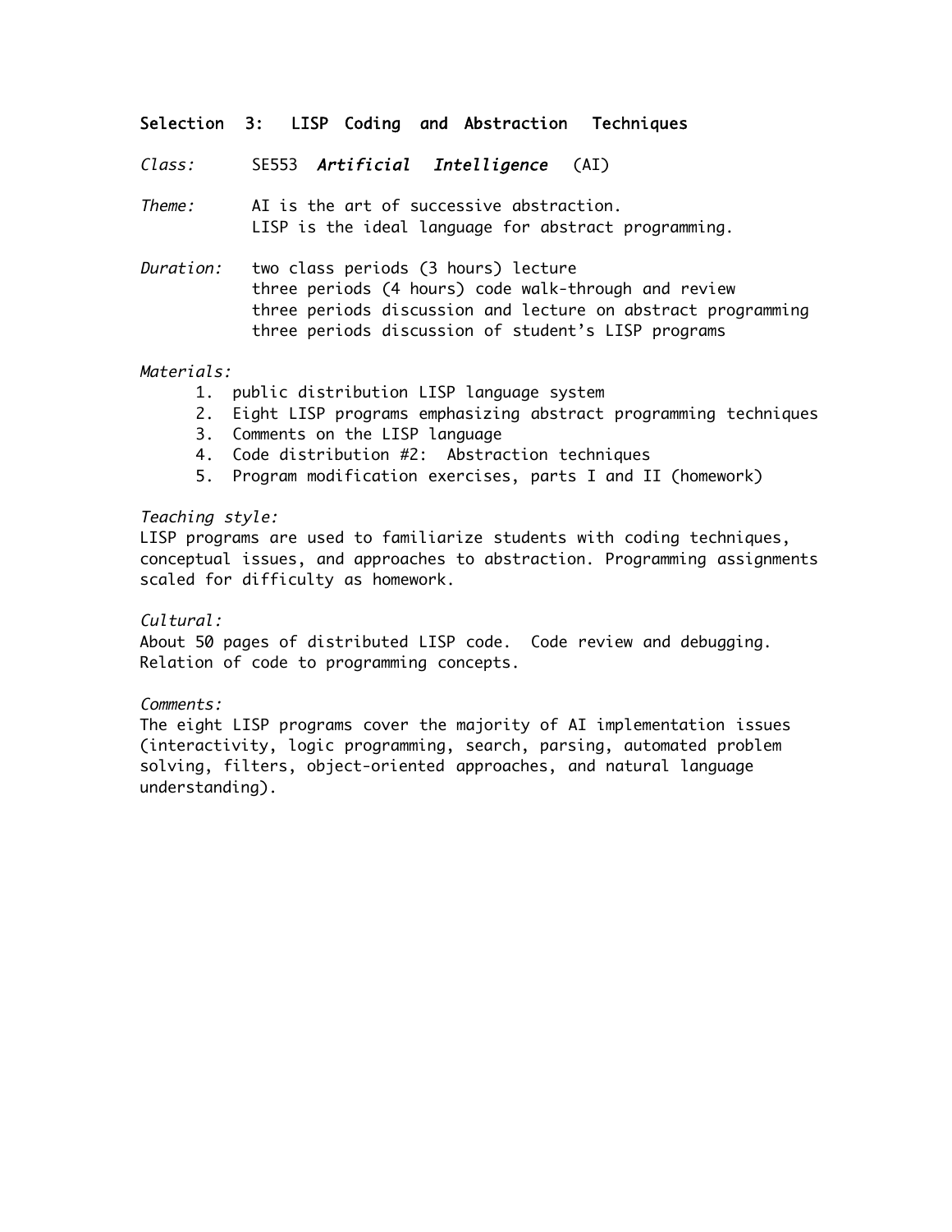## Selection 3: LISP Coding and Abstraction Techniques

*Class:* SE553 ***Artificial Intelligence*** (AI)

*Theme:* AI is the art of successive abstraction.
LISP is the ideal language for abstract programming.

*Duration:* two class periods (3 hours) lecture
three periods (4 hours) code walk-through and review
three periods discussion and lecture on abstract programming
three periods discussion of student's LISP programs

*Materials:*

1. public distribution LISP language system
2. Eight LISP programs emphasizing abstract programming techniques
3. Comments on the LISP language
4. Code distribution #2: Abstraction techniques
5. Program modification exercises, parts I and II (homework)

*Teaching style:*
LISP programs are used to familiarize students with coding techniques, conceptual issues, and approaches to abstraction. Programming assignments scaled for difficulty as homework.

*Cultural:*
About 50 pages of distributed LISP code. Code review and debugging. Relation of code to programming concepts.

*Comments:*
The eight LISP programs cover the majority of AI implementation issues (interactivity, logic programming, search, parsing, automated problem solving, filters, object-oriented approaches, and natural language understanding).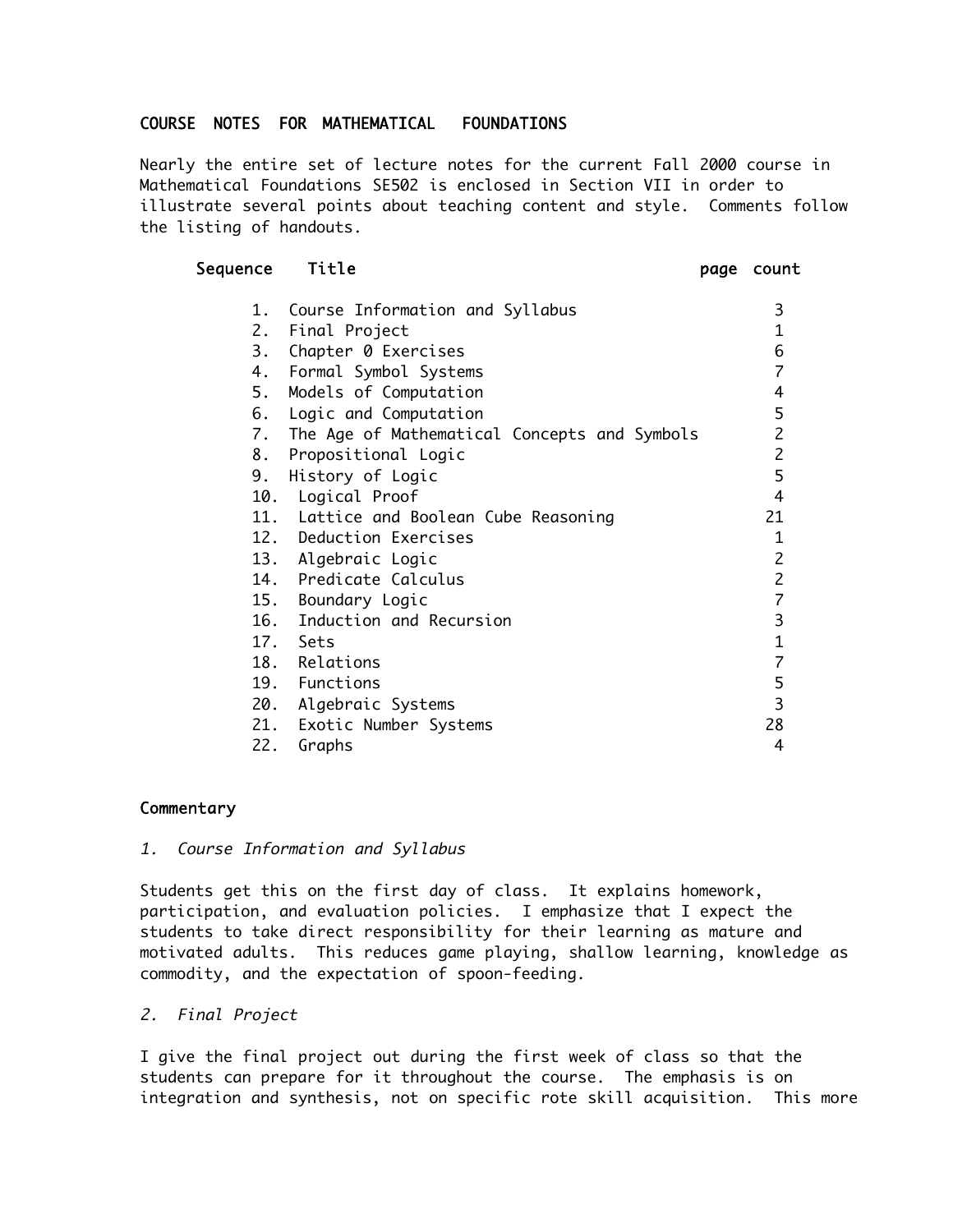## COURSE NOTES FOR MATHEMATICAL FOUNDATIONS

Nearly the entire set of lecture notes for the current Fall 2000 course in Mathematical Foundations SE502 is enclosed in Section VII in order to illustrate several points about teaching content and style. Comments follow the listing of handouts.

| Sequence | Title | page count |
|---|---|---|
| 1. | Course Information and Syllabus | 3 |
| 2. | Final Project | 1 |
| 3. | Chapter 0 Exercises | 6 |
| 4. | Formal Symbol Systems | 7 |
| 5. | Models of Computation | 4 |
| 6. | Logic and Computation | 5 |
| 7. | The Age of Mathematical Concepts and Symbols | 2 |
| 8. | Propositional Logic | 2 |
| 9. | History of Logic | 5 |
| 10. | Logical Proof | 4 |
| 11. | Lattice and Boolean Cube Reasoning | 21 |
| 12. | Deduction Exercises | 1 |
| 13. | Algebraic Logic | 2 |
| 14. | Predicate Calculus | 2 |
| 15. | Boundary Logic | 7 |
| 16. | Induction and Recursion | 3 |
| 17. | Sets | 1 |
| 18. | Relations | 7 |
| 19. | Functions | 5 |
| 20. | Algebraic Systems | 3 |
| 21. | Exotic Number Systems | 28 |
| 22. | Graphs | 4 |

### Commentary

*1. Course Information and Syllabus*

Students get this on the first day of class. It explains homework, participation, and evaluation policies. I emphasize that I expect the students to take direct responsibility for their learning as mature and motivated adults. This reduces game playing, shallow learning, knowledge as commodity, and the expectation of spoon-feeding.

*2. Final Project*

I give the final project out during the first week of class so that the students can prepare for it throughout the course. The emphasis is on integration and synthesis, not on specific rote skill acquisition. This more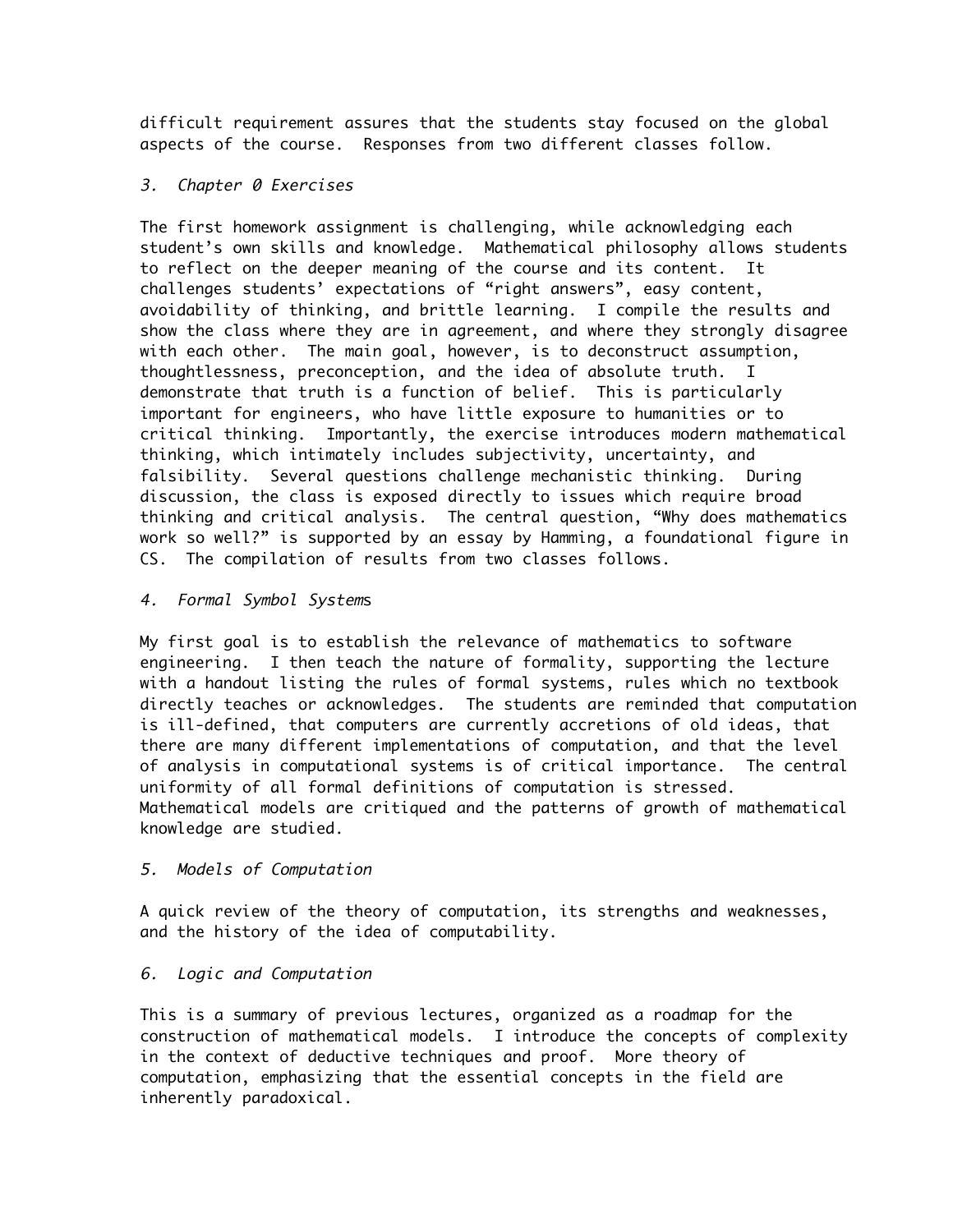difficult requirement assures that the students stay focused on the global aspects of the course. Responses from two different classes follow.

*3. Chapter 0 Exercises*

The first homework assignment is challenging, while acknowledging each student's own skills and knowledge. Mathematical philosophy allows students to reflect on the deeper meaning of the course and its content. It challenges students' expectations of "right answers", easy content, avoidability of thinking, and brittle learning. I compile the results and show the class where they are in agreement, and where they strongly disagree with each other. The main goal, however, is to deconstruct assumption, thoughtlessness, preconception, and the idea of absolute truth. I demonstrate that truth is a function of belief. This is particularly important for engineers, who have little exposure to humanities or to critical thinking. Importantly, the exercise introduces modern mathematical thinking, which intimately includes subjectivity, uncertainty, and falsibility. Several questions challenge mechanistic thinking. During discussion, the class is exposed directly to issues which require broad thinking and critical analysis. The central question, "Why does mathematics work so well?" is supported by an essay by Hamming, a foundational figure in CS. The compilation of results from two classes follows.

*4. Formal Symbol Systems*

My first goal is to establish the relevance of mathematics to software engineering. I then teach the nature of formality, supporting the lecture with a handout listing the rules of formal systems, rules which no textbook directly teaches or acknowledges. The students are reminded that computation is ill-defined, that computers are currently accretions of old ideas, that there are many different implementations of computation, and that the level of analysis in computational systems is of critical importance. The central uniformity of all formal definitions of computation is stressed. Mathematical models are critiqued and the patterns of growth of mathematical knowledge are studied.

*5. Models of Computation*

A quick review of the theory of computation, its strengths and weaknesses, and the history of the idea of computability.

*6. Logic and Computation*

This is a summary of previous lectures, organized as a roadmap for the construction of mathematical models. I introduce the concepts of complexity in the context of deductive techniques and proof. More theory of computation, emphasizing that the essential concepts in the field are inherently paradoxical.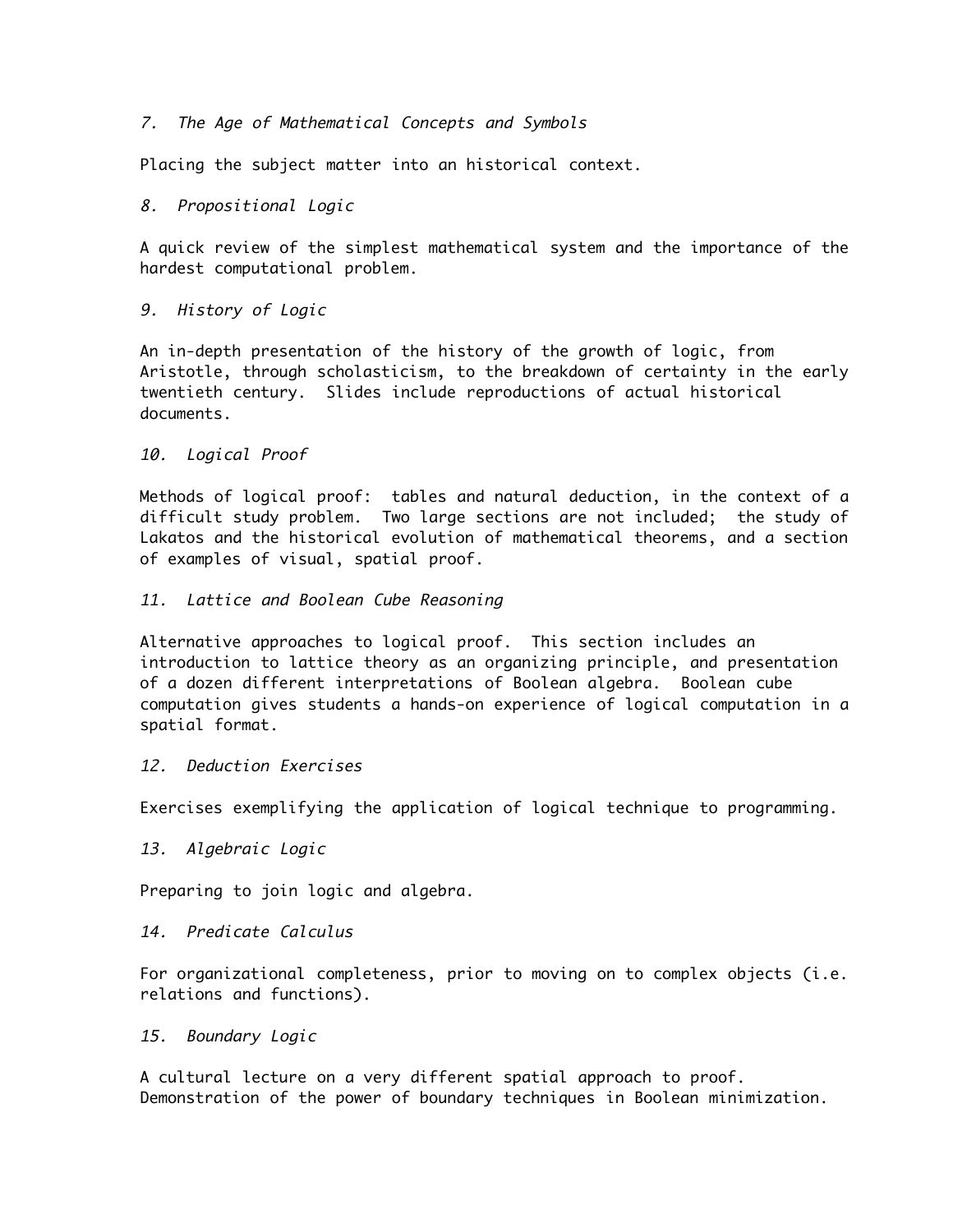*7. The Age of Mathematical Concepts and Symbols*

Placing the subject matter into an historical context.

*8. Propositional Logic*

A quick review of the simplest mathematical system and the importance of the hardest computational problem.

*9. History of Logic*

An in-depth presentation of the history of the growth of logic, from Aristotle, through scholasticism, to the breakdown of certainty in the early twentieth century. Slides include reproductions of actual historical documents.

*10. Logical Proof*

Methods of logical proof: tables and natural deduction, in the context of a difficult study problem. Two large sections are not included; the study of Lakatos and the historical evolution of mathematical theorems, and a section of examples of visual, spatial proof.

*11. Lattice and Boolean Cube Reasoning*

Alternative approaches to logical proof. This section includes an introduction to lattice theory as an organizing principle, and presentation of a dozen different interpretations of Boolean algebra. Boolean cube computation gives students a hands-on experience of logical computation in a spatial format.

*12. Deduction Exercises*

Exercises exemplifying the application of logical technique to programming.

*13. Algebraic Logic*

Preparing to join logic and algebra.

*14. Predicate Calculus*

For organizational completeness, prior to moving on to complex objects (i.e. relations and functions).

*15. Boundary Logic*

A cultural lecture on a very different spatial approach to proof. Demonstration of the power of boundary techniques in Boolean minimization.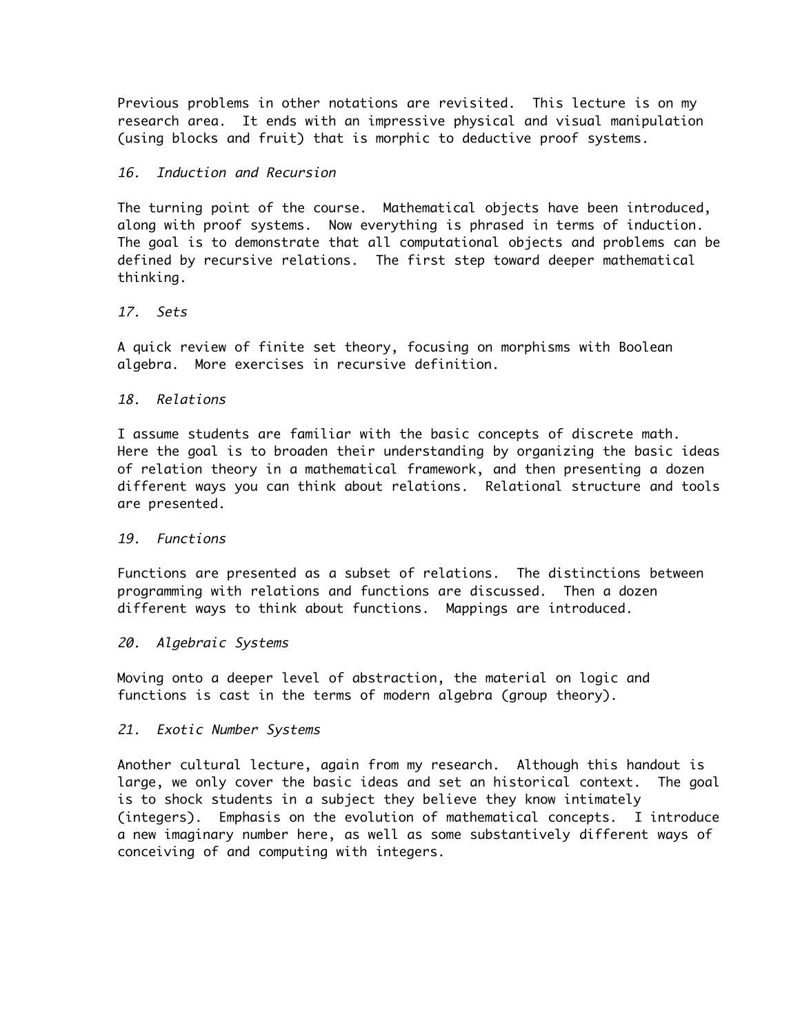Previous problems in other notations are revisited. This lecture is on my research area. It ends with an impressive physical and visual manipulation (using blocks and fruit) that is morphic to deductive proof systems.

*16. Induction and Recursion*

The turning point of the course. Mathematical objects have been introduced, along with proof systems. Now everything is phrased in terms of induction. The goal is to demonstrate that all computational objects and problems can be defined by recursive relations. The first step toward deeper mathematical thinking.

*17. Sets*

A quick review of finite set theory, focusing on morphisms with Boolean algebra. More exercises in recursive definition.

*18. Relations*

I assume students are familiar with the basic concepts of discrete math. Here the goal is to broaden their understanding by organizing the basic ideas of relation theory in a mathematical framework, and then presenting a dozen different ways you can think about relations. Relational structure and tools are presented.

*19. Functions*

Functions are presented as a subset of relations. The distinctions between programming with relations and functions are discussed. Then a dozen different ways to think about functions. Mappings are introduced.

*20. Algebraic Systems*

Moving onto a deeper level of abstraction, the material on logic and functions is cast in the terms of modern algebra (group theory).

*21. Exotic Number Systems*

Another cultural lecture, again from my research. Although this handout is large, we only cover the basic ideas and set an historical context. The goal is to shock students in a subject they believe they know intimately (integers). Emphasis on the evolution of mathematical concepts. I introduce a new imaginary number here, as well as some substantively different ways of conceiving of and computing with integers.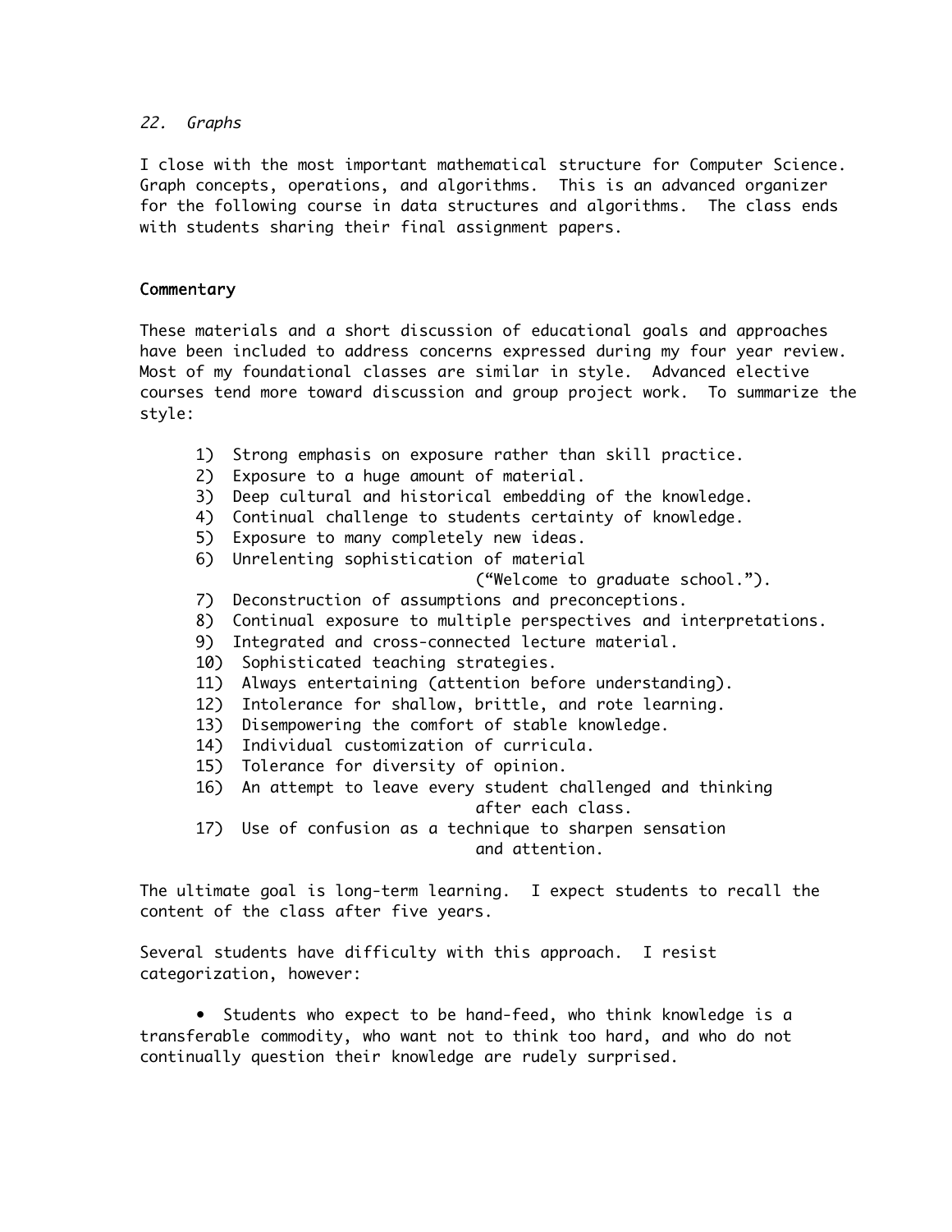*22. Graphs*

I close with the most important mathematical structure for Computer Science. Graph concepts, operations, and algorithms. This is an advanced organizer for the following course in data structures and algorithms. The class ends with students sharing their final assignment papers.

## Commentary

These materials and a short discussion of educational goals and approaches have been included to address concerns expressed during my four year review. Most of my foundational classes are similar in style. Advanced elective courses tend more toward discussion and group project work. To summarize the style:

1) Strong emphasis on exposure rather than skill practice.
2) Exposure to a huge amount of material.
3) Deep cultural and historical embedding of the knowledge.
4) Continual challenge to students certainty of knowledge.
5) Exposure to many completely new ideas.
6) Unrelenting sophistication of material ("Welcome to graduate school.").
7) Deconstruction of assumptions and preconceptions.
8) Continual exposure to multiple perspectives and interpretations.
9) Integrated and cross-connected lecture material.
10) Sophisticated teaching strategies.
11) Always entertaining (attention before understanding).
12) Intolerance for shallow, brittle, and rote learning.
13) Disempowering the comfort of stable knowledge.
14) Individual customization of curricula.
15) Tolerance for diversity of opinion.
16) An attempt to leave every student challenged and thinking after each class.
17) Use of confusion as a technique to sharpen sensation and attention.

The ultimate goal is long-term learning. I expect students to recall the content of the class after five years.

Several students have difficulty with this approach. I resist categorization, however:

- Students who expect to be hand-feed, who think knowledge is a transferable commodity, who want not to think too hard, and who do not continually question their knowledge are rudely surprised.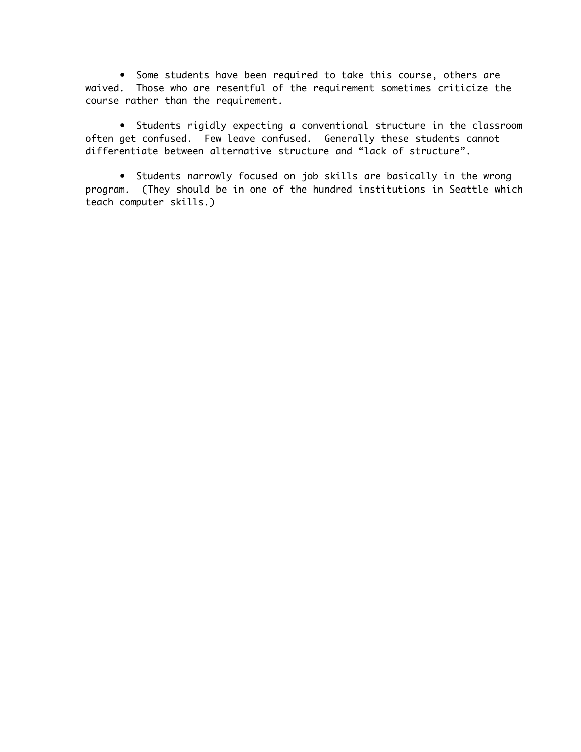- Some students have been required to take this course, others are waived. Those who are resentful of the requirement sometimes criticize the course rather than the requirement.

- Students rigidly expecting a conventional structure in the classroom often get confused. Few leave confused. Generally these students cannot differentiate between alternative structure and “lack of structure”.

- Students narrowly focused on job skills are basically in the wrong program. (They should be in one of the hundred institutions in Seattle which teach computer skills.)